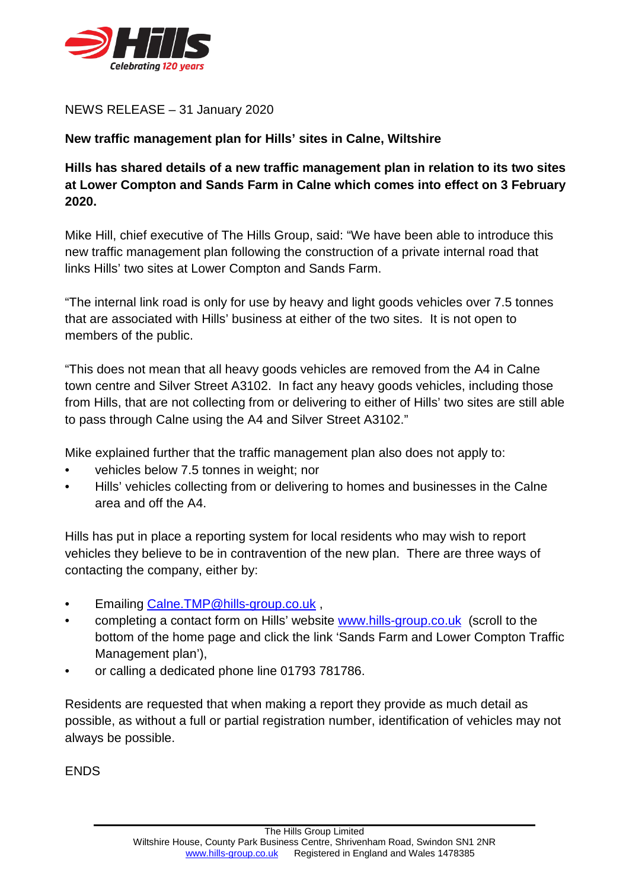NEWS RELEASE – 31 January 2020

## New traffic management plan for Hills' sites in Calne, Wiltshire

**Hills has shared details of a new traffic management plan in relation to its two sites at Lower Compton and Sands Farm in Calne which comes into effect on 3 February 2020.**

Mike Hill, chief executive of The Hills Group, said: "We have been able to introduce this new traffic management plan following the construction of a private internal road that links Hills' two sites at Lower Compton and Sands Farm.

"The internal link road is only for use by heavy and light goods vehicles over 7.5 tonnes that are associated with Hills' business at either of the two sites. It is not open to members of the public.

"This does not mean that all heavy goods vehicles are removed from the A4 in Calne town centre and Silver Street A3102. In fact any heavy goods vehicles, including those from Hills, that are not collecting from or delivering to either of Hills' two sites are still able to pass through Calne using the A4 and Silver Street A3102."

Mike explained further that the traffic management plan also does not apply to:

- vehicles below 7.5 tonnes in weight; nor
- Hills' vehicles collecting from or delivering to homes and businesses in the Calne area and off the A4.

Hills has put in place a reporting system for local residents who may wish to report vehicles they believe to be in contravention of the new plan. There are three ways of contacting the company, either by:

- Emailing Calne.TMP@hills-group.co.uk ,
- completing a contact form on Hills' website www.hills-group.co.uk (scroll to the bottom of the home page and click the link 'Sands Farm and Lower Compton Traffic Management plan'),
- or calling a dedicated phone line 01793 781786.

Residents are requested that when making a report they provide as much detail as possible, as without a full or partial registration number, identification of vehicles may not always be possible.

ENDS

The Hills Group Limited
Wiltshire House, County Park Business Centre, Shrivenham Road, Swindon SN1 2NR
www.hills-group.co.uk Registered in England and Wales 1478385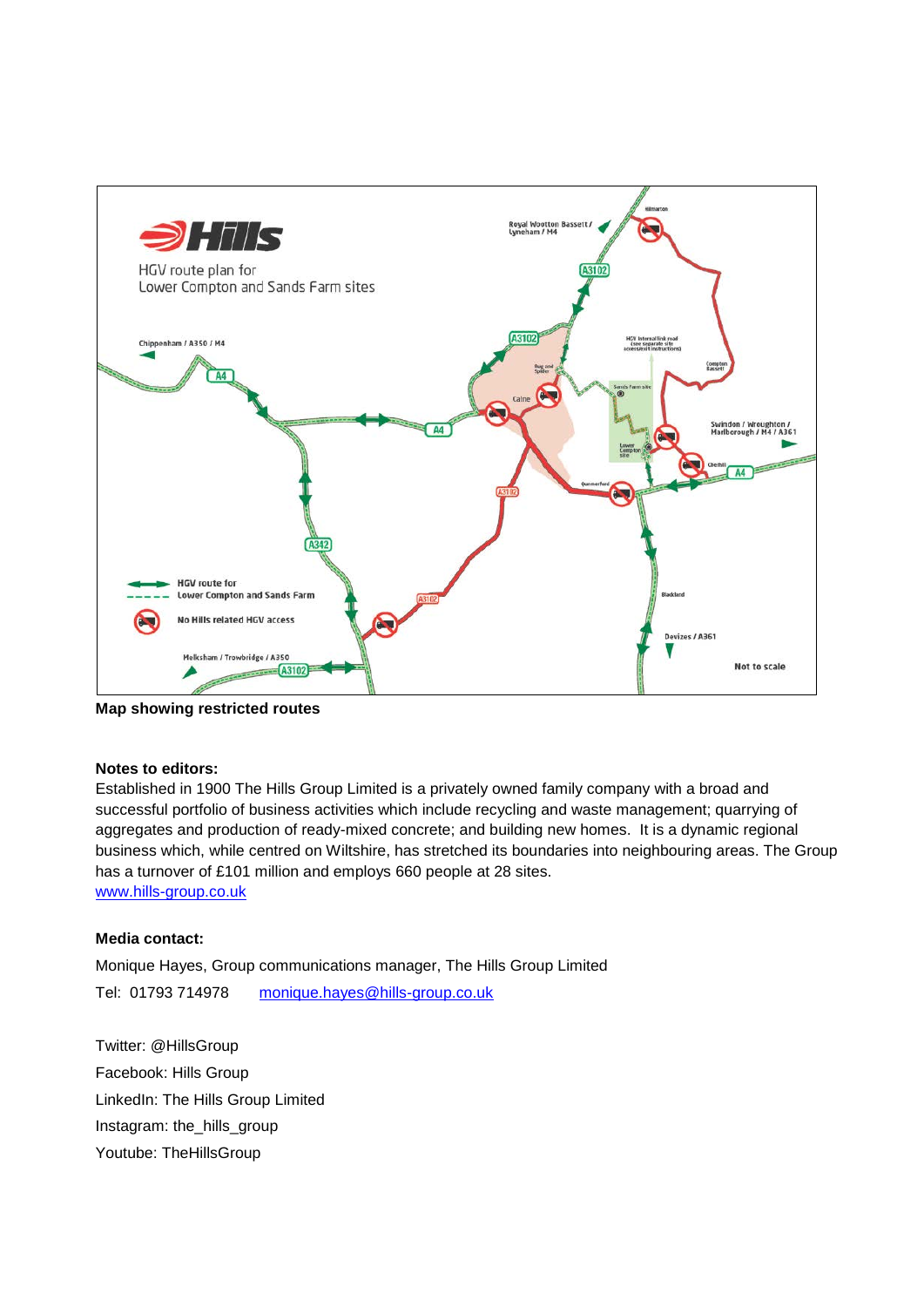Hills

HGV route plan for
Lower Compton and Sands Farm sites

Royal Wootton Bassett / Lyneham / M4

Hilmarton

A3102

A3102

Chippenham / A350 / M4

A4

HGV internal link road (see separate site access/exit instructions)

Bug and Spider

Calne

Compton Bassett

Sands Farm site

A4

Swindon / Wroughton / Marlborough / M4 / A361

Lower Compton site

Cherhill

A4

Quemerford

A3102

A342

HGV route for Lower Compton and Sands Farm

No Hills related HGV access

A3102

Blackland

Devizes / A361

Melksham / Trowbridge / A350

A3102

Not to scale

**Map showing restricted routes**

**Notes to editors:**

Established in 1900 The Hills Group Limited is a privately owned family company with a broad and successful portfolio of business activities which include recycling and waste management; quarrying of aggregates and production of ready-mixed concrete; and building new homes. It is a dynamic regional business which, while centred on Wiltshire, has stretched its boundaries into neighbouring areas. The Group has a turnover of £101 million and employs 660 people at 28 sites.
www.hills-group.co.uk

**Media contact:**

Monique Hayes, Group communications manager, The Hills Group Limited

Tel: 01793 714978 monique.hayes@hills-group.co.uk

Twitter: @HillsGroup
Facebook: Hills Group
LinkedIn: The Hills Group Limited
Instagram: the_hills_group
Youtube: TheHillsGroup